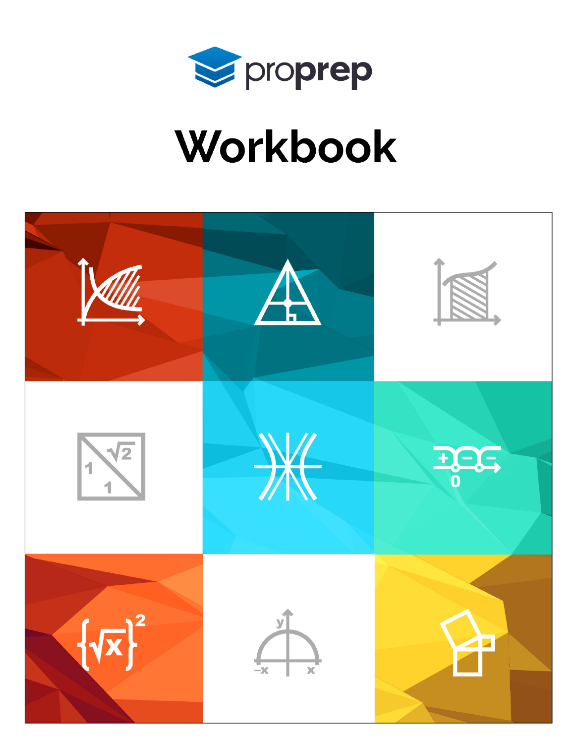proprep

# Workbook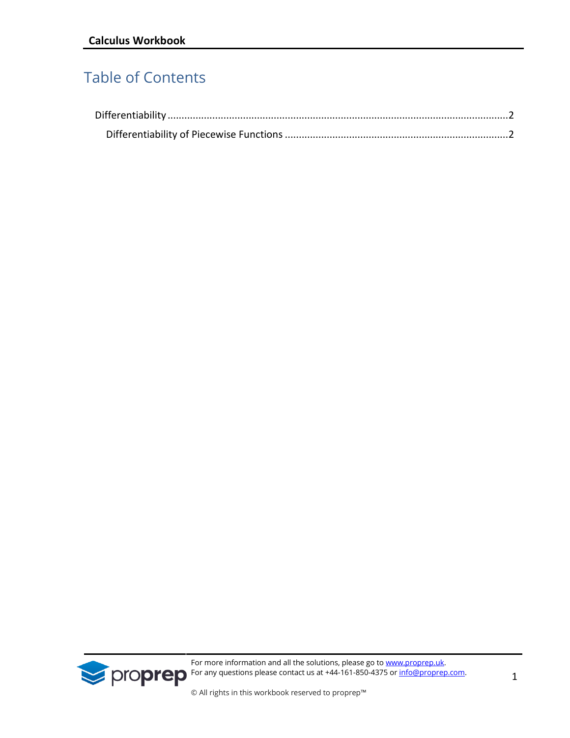# Table of Contents

Differentiability ........................................................................................................................2

Differentiability of Piecewise Functions ...............................................................................2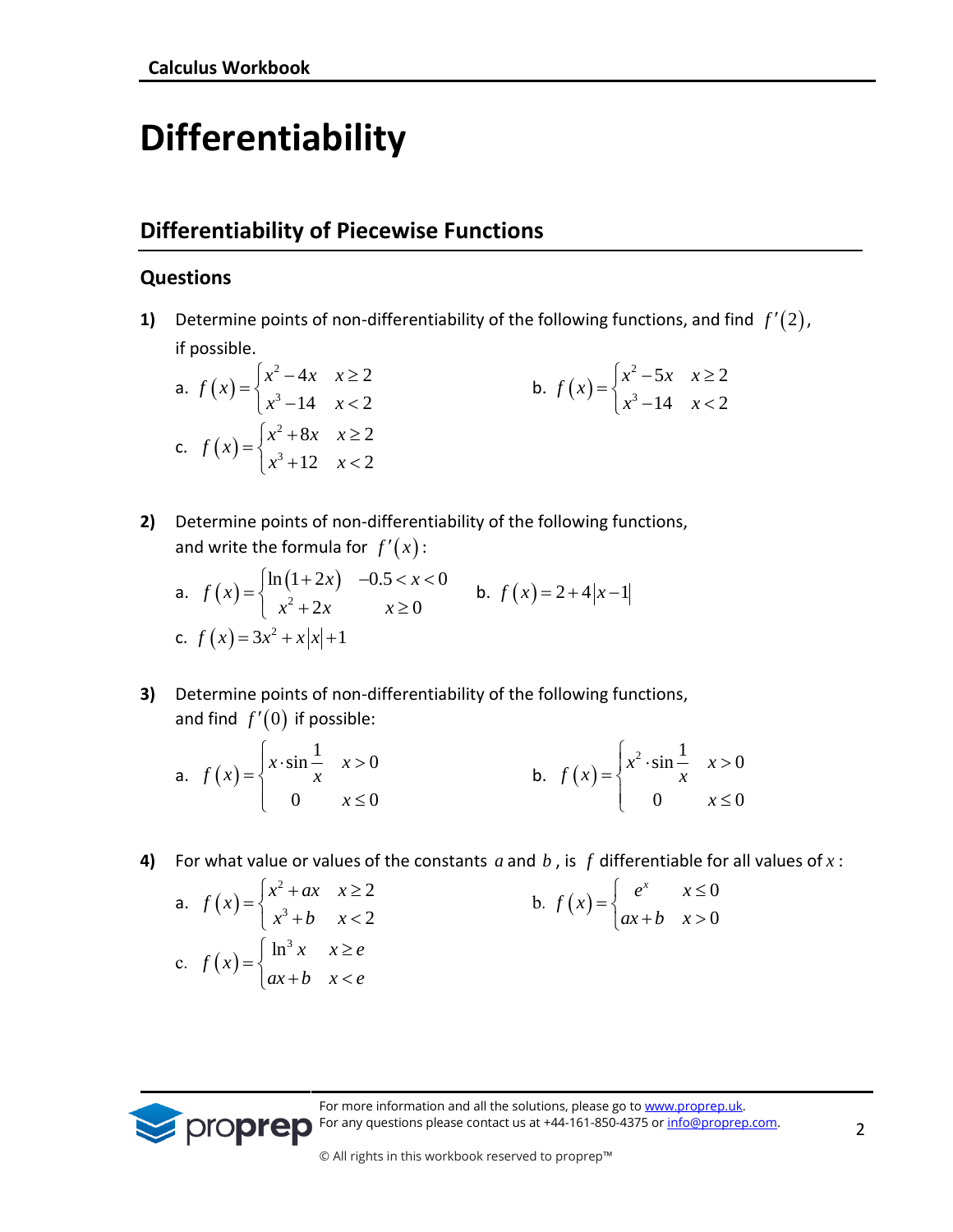# Differentiability

## Differentiability of Piecewise Functions

### Questions

**1)** Determine points of non-differentiability of the following functions, and find $f'(2)$, if possible.

a. $f(x)=\begin{cases} x^2-4x & x\geq 2 \\ x^3-14 & x<2 \end{cases}$

b. $f(x)=\begin{cases} x^2-5x & x\geq 2 \\ x^3-14 & x<2 \end{cases}$

c. $f(x)=\begin{cases} x^2+8x & x\geq 2 \\ x^3+12 & x<2 \end{cases}$

**2)** Determine points of non-differentiability of the following functions, and write the formula for $f'(x)$:

a. $f(x)=\begin{cases} \ln(1+2x) & -0.5<x<0 \\ x^2+2x & x\geq 0 \end{cases}$

b. $f(x)=2+4|x-1|$

c. $f(x)=3x^2+x|x|+1$

**3)** Determine points of non-differentiability of the following functions, and find $f'(0)$ if possible:

a. $f(x)=\begin{cases} x\cdot\sin\dfrac{1}{x} & x>0 \\ 0 & x\leq 0 \end{cases}$

b. $f(x)=\begin{cases} x^2\cdot\sin\dfrac{1}{x} & x>0 \\ 0 & x\leq 0 \end{cases}$

**4)** For what value or values of the constants $a$ and $b$, is $f$ differentiable for all values of $x$:

a. $f(x)=\begin{cases} x^2+ax & x\geq 2 \\ x^3+b & x<2 \end{cases}$

b. $f(x)=\begin{cases} e^x & x\leq 0 \\ ax+b & x>0 \end{cases}$

c. $f(x)=\begin{cases} \ln^3 x & x\geq e \\ ax+b & x<e \end{cases}$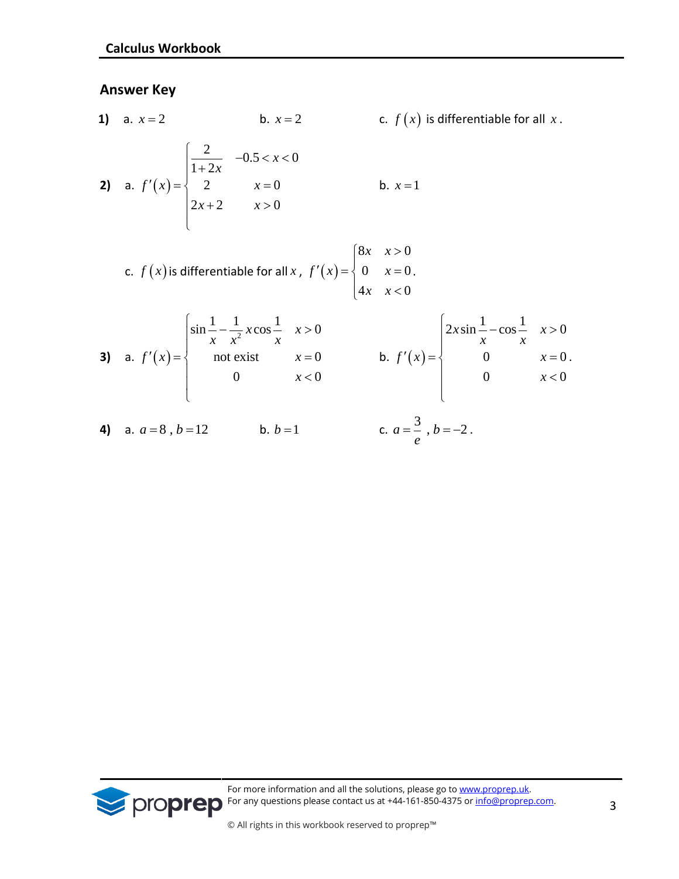## Answer Key

**1)** a. $x=2$ b. $x=2$ c. $f(x)$ is differentiable for all $x$.

**2)** a. $f'(x)=\begin{cases} \dfrac{2}{1+2x} & -0.5<x<0 \\ 2 & x=0 \\ 2x+2 & x>0 \end{cases}$ b. $x=1$

c. $f(x)$ is differentiable for all $x$, $f'(x)=\begin{cases} 8x & x>0 \\ 0 & x=0 \\ 4x & x<0 \end{cases}$.

**3)** a. $f'(x)=\begin{cases} \sin\dfrac{1}{x}-\dfrac{1}{x^2}x\cos\dfrac{1}{x} & x>0 \\ \text{not exist} & x=0 \\ 0 & x<0 \end{cases}$ b. $f'(x)=\begin{cases} 2x\sin\dfrac{1}{x}-\cos\dfrac{1}{x} & x>0 \\ 0 & x=0 \\ 0 & x<0 \end{cases}$.

**4)** a. $a=8$, $b=12$ b. $b=1$ c. $a=\dfrac{3}{e}$, $b=-2$.

For more information and all the solutions, please go to www.proprep.uk.
For any questions please contact us at +44-161-850-4375 or info@proprep.com.

© All rights in this workbook reserved to proprep™